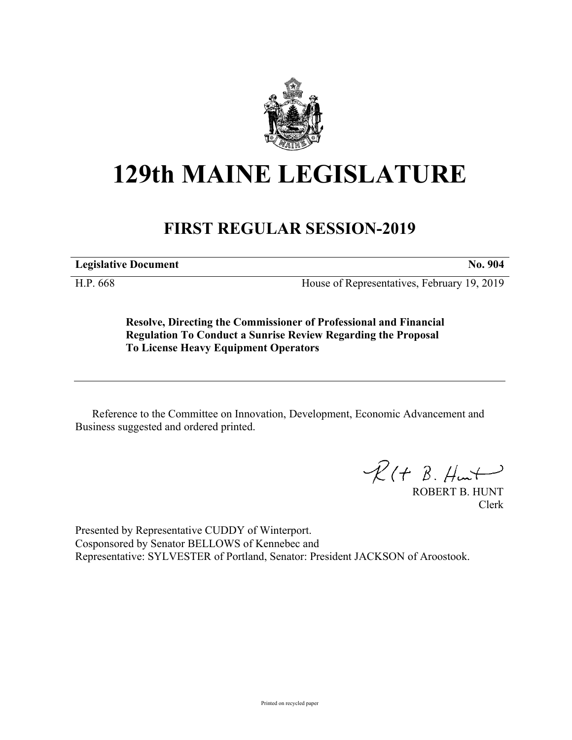# 129th MAINE LEGISLATURE

## FIRST REGULAR SESSION-2019

**Legislative Document** **No. 904**

H.P. 668 House of Representatives, February 19, 2019

**Resolve, Directing the Commissioner of Professional and Financial Regulation To Conduct a Sunrise Review Regarding the Proposal To License Heavy Equipment Operators**

Reference to the Committee on Innovation, Development, Economic Advancement and Business suggested and ordered printed.

ROBERT B. HUNT
Clerk

Presented by Representative CUDDY of Winterport.
Cosponsored by Senator BELLOWS of Kennebec and
Representative: SYLVESTER of Portland, Senator: President JACKSON of Aroostook.

Printed on recycled paper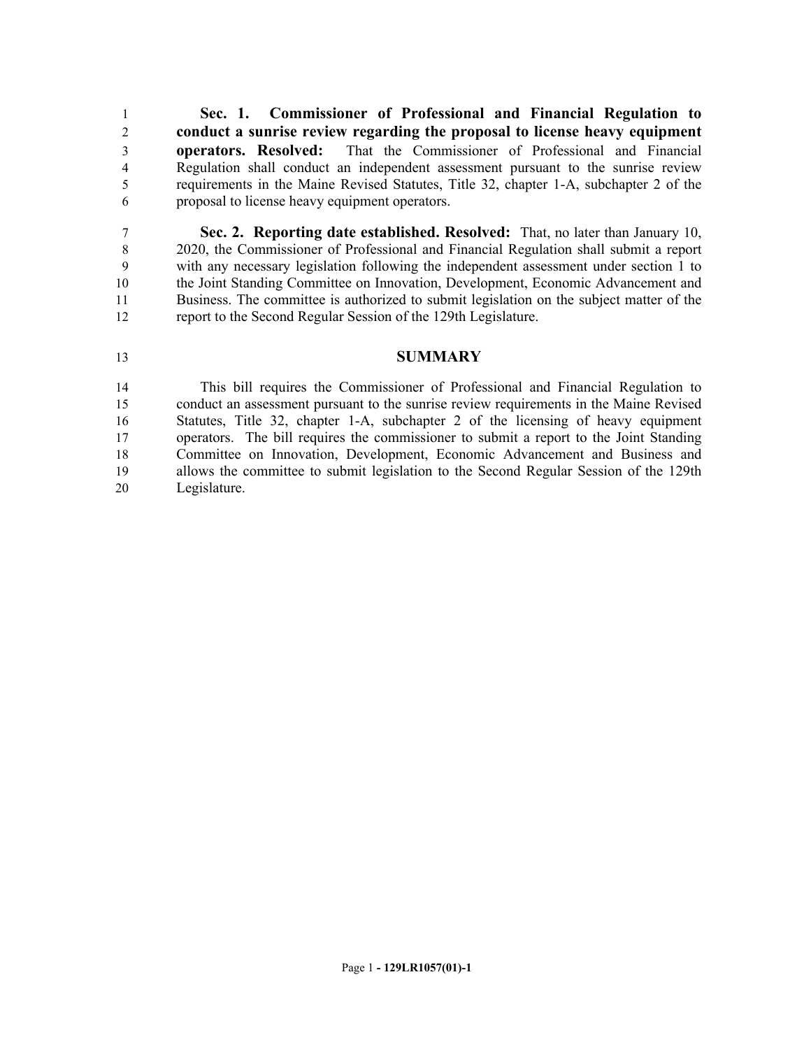**Sec. 1. Commissioner of Professional and Financial Regulation to conduct a sunrise review regarding the proposal to license heavy equipment operators. Resolved:** That the Commissioner of Professional and Financial Regulation shall conduct an independent assessment pursuant to the sunrise review requirements in the Maine Revised Statutes, Title 32, chapter 1-A, subchapter 2 of the proposal to license heavy equipment operators.

**Sec. 2. Reporting date established. Resolved:** That, no later than January 10, 2020, the Commissioner of Professional and Financial Regulation shall submit a report with any necessary legislation following the independent assessment under section 1 to the Joint Standing Committee on Innovation, Development, Economic Advancement and Business. The committee is authorized to submit legislation on the subject matter of the report to the Second Regular Session of the 129th Legislature.

## SUMMARY

This bill requires the Commissioner of Professional and Financial Regulation to conduct an assessment pursuant to the sunrise review requirements in the Maine Revised Statutes, Title 32, chapter 1-A, subchapter 2 of the licensing of heavy equipment operators. The bill requires the commissioner to submit a report to the Joint Standing Committee on Innovation, Development, Economic Advancement and Business and allows the committee to submit legislation to the Second Regular Session of the 129th Legislature.